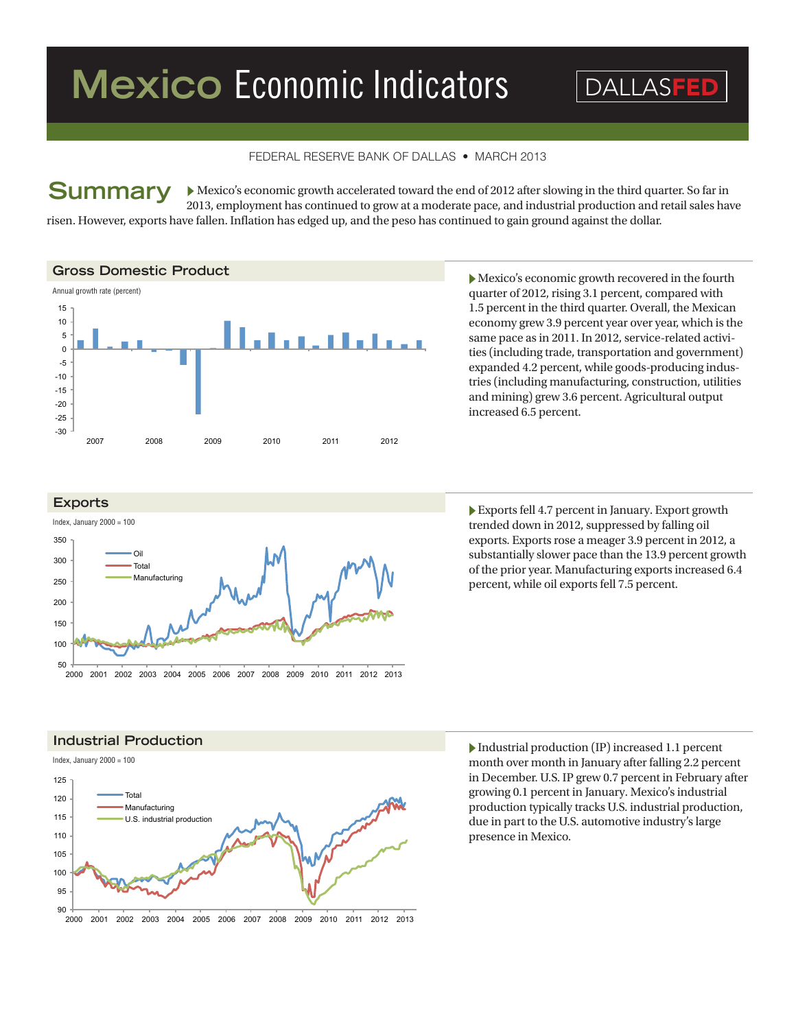# Mexico Economic Indicators

DALLASFED

FEDERAL RESERVE BANK OF DALLAS • MARCH 2013

## Summary

Mexico's economic growth accelerated toward the end of 2012 after slowing in the third quarter. So far in 2013, employment has continued to grow at a moderate pace, and industrial production and retail sales have risen. However, exports have fallen. Inflation has edged up, and the peso has continued to gain ground against the dollar.

### Gross Domestic Product

Annual growth rate (percent)

Mexico's economic growth recovered in the fourth quarter of 2012, rising 3.1 percent, compared with 1.5 percent in the third quarter. Overall, the Mexican economy grew 3.9 percent year over year, which is the same pace as in 2011. In 2012, service-related activities (including trade, transportation and government) expanded 4.2 percent, while goods-producing industries (including manufacturing, construction, utilities and mining) grew 3.6 percent. Agricultural output increased 6.5 percent.

### Exports

Index, January 2000 = 100

Oil, Total, Manufacturing

Exports fell 4.7 percent in January. Export growth trended down in 2012, suppressed by falling oil exports. Exports rose a meager 3.9 percent in 2012, a substantially slower pace than the 13.9 percent growth of the prior year. Manufacturing exports increased 6.4 percent, while oil exports fell 7.5 percent.

### Industrial Production

Index, January 2000 = 100

Total, Manufacturing, U.S. industrial production

Industrial production (IP) increased 1.1 percent month over month in January after falling 2.2 percent in December. U.S. IP grew 0.7 percent in February after growing 0.1 percent in January. Mexico's industrial production typically tracks U.S. industrial production, due in part to the U.S. automotive industry's large presence in Mexico.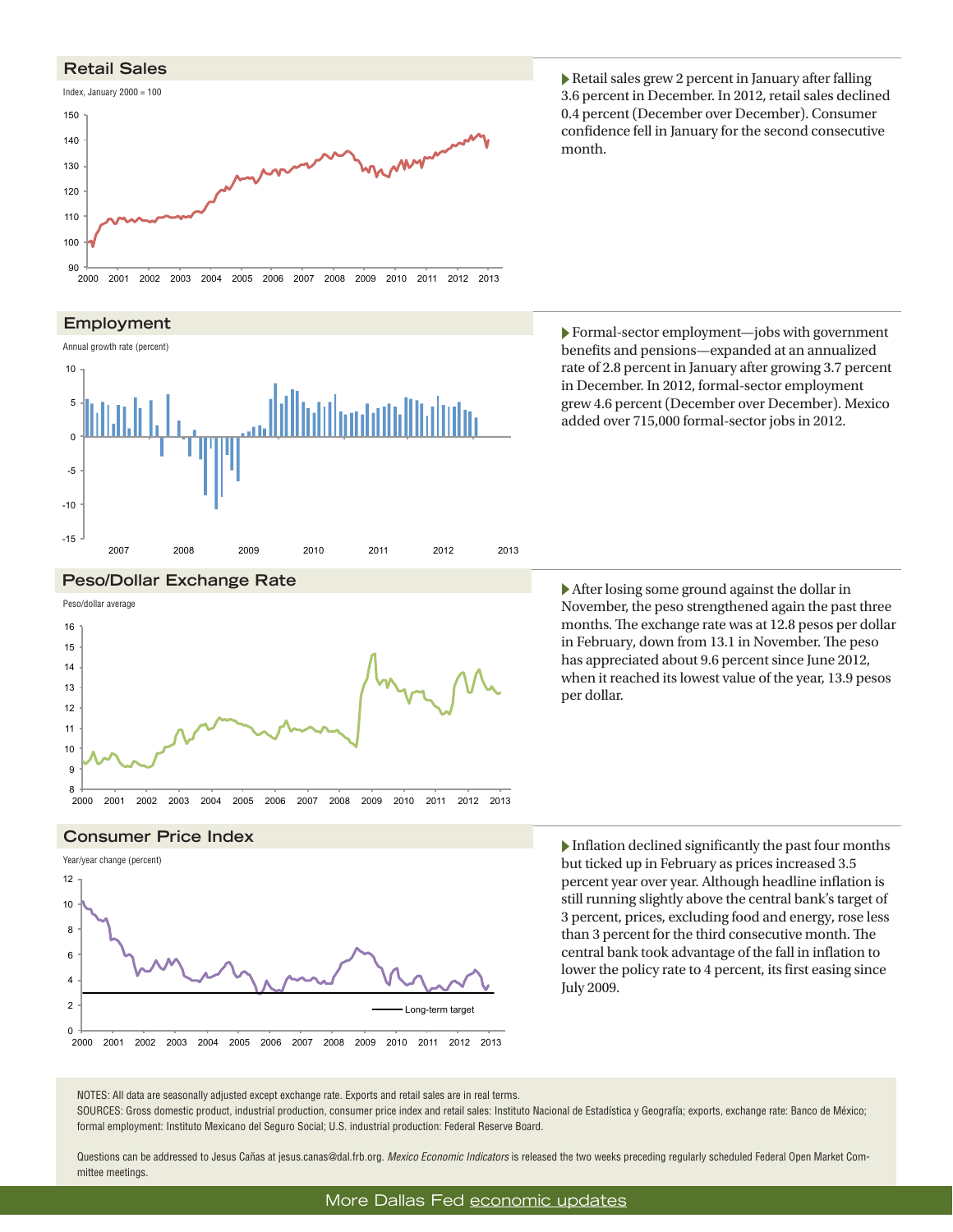## Retail Sales

Index, January 2000 = 100

150
140
130
120
110
100
90

2000 2001 2002 2003 2004 2005 2006 2007 2008 2009 2010 2011 2012 2013

▶ Retail sales grew 2 percent in January after falling 3.6 percent in December. In 2012, retail sales declined 0.4 percent (December over December). Consumer confidence fell in January for the second consecutive month.

## Employment

Annual growth rate (percent)

10
5
0
-5
-10
-15

2007 2008 2009 2010 2011 2012 2013

▶ Formal-sector employment—jobs with government benefits and pensions—expanded at an annualized rate of 2.8 percent in January after growing 3.7 percent in December. In 2012, formal-sector employment grew 4.6 percent (December over December). Mexico added over 715,000 formal-sector jobs in 2012.

## Peso/Dollar Exchange Rate

Peso/dollar average

16
15
14
13
12
11
10
9
8

2000 2001 2002 2003 2004 2005 2006 2007 2008 2009 2010 2011 2012 2013

▶ After losing some ground against the dollar in November, the peso strengthened again the past three months. The exchange rate was at 12.8 pesos per dollar in February, down from 13.1 in November. The peso has appreciated about 9.6 percent since June 2012, when it reached its lowest value of the year, 13.9 pesos per dollar.

## Consumer Price Index

Year/year change (percent)

12
10
8
6
4
2
0

Long-term target

2000 2001 2002 2003 2004 2005 2006 2007 2008 2009 2010 2011 2012 2013

▶ Inflation declined significantly the past four months but ticked up in February as prices increased 3.5 percent year over year. Although headline inflation is still running slightly above the central bank's target of 3 percent, prices, excluding food and energy, rose less than 3 percent for the third consecutive month. The central bank took advantage of the fall in inflation to lower the policy rate to 4 percent, its first easing since July 2009.

NOTES: All data are seasonally adjusted except exchange rate. Exports and retail sales are in real terms.
SOURCES: Gross domestic product, industrial production, consumer price index and retail sales: Instituto Nacional de Estadística y Geografía; exports, exchange rate: Banco de México; formal employment: Instituto Mexicano del Seguro Social; U.S. industrial production: Federal Reserve Board.

Questions can be addressed to Jesus Cañas at jesus.canas@dal.frb.org. *Mexico Economic Indicators* is released the two weeks preceding regularly scheduled Federal Open Market Committee meetings.

More Dallas Fed economic updates